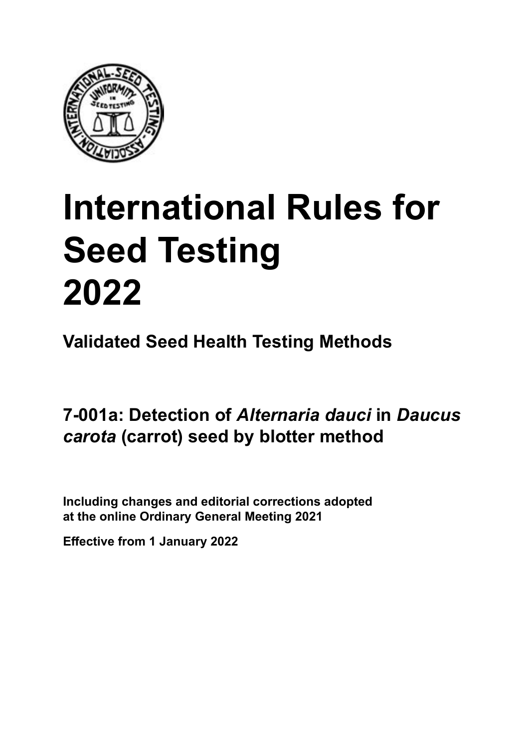# International Rules for Seed Testing 2022

**Validated Seed Health Testing Methods**

## 7-001a: Detection of *Alternaria dauci* in *Daucus carota* (carrot) seed by blotter method

**Including changes and editorial corrections adopted at the online Ordinary General Meeting 2021**

**Effective from 1 January 2022**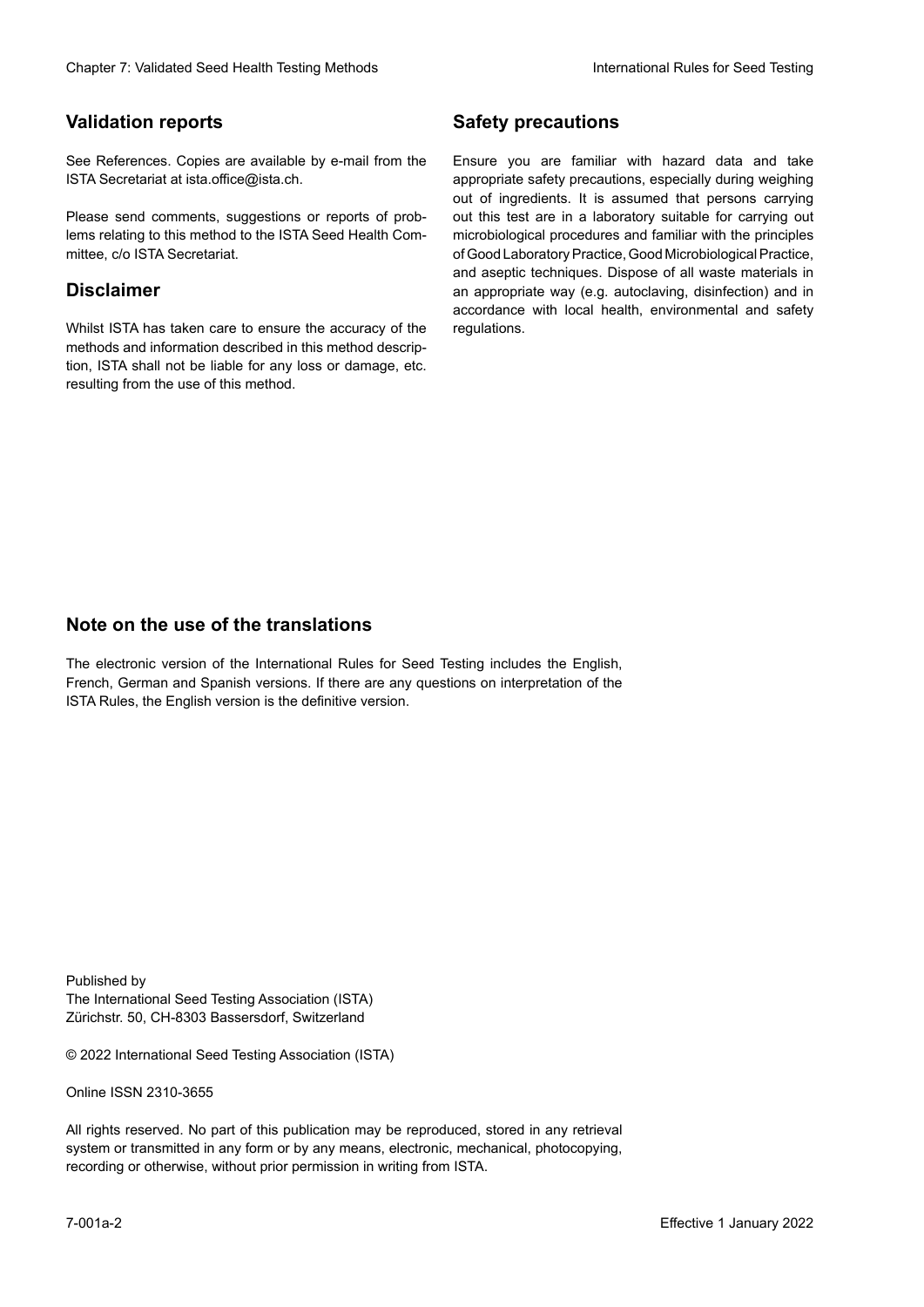## Validation reports

See References. Copies are available by e-mail from the ISTA Secretariat at ista.office@ista.ch.

Please send comments, suggestions or reports of problems relating to this method to the ISTA Seed Health Committee, c/o ISTA Secretariat.

## Disclaimer

Whilst ISTA has taken care to ensure the accuracy of the methods and information described in this method description, ISTA shall not be liable for any loss or damage, etc. resulting from the use of this method.

## Safety precautions

Ensure you are familiar with hazard data and take appropriate safety precautions, especially during weighing out of ingredients. It is assumed that persons carrying out this test are in a laboratory suitable for carrying out microbiological procedures and familiar with the principles of Good Laboratory Practice, Good Microbiological Practice, and aseptic techniques. Dispose of all waste materials in an appropriate way (e.g. autoclaving, disinfection) and in accordance with local health, environmental and safety regulations.

## Note on the use of the translations

The electronic version of the International Rules for Seed Testing includes the English, French, German and Spanish versions. If there are any questions on interpretation of the ISTA Rules, the English version is the definitive version.

Published by
The International Seed Testing Association (ISTA)
Zürichstr. 50, CH-8303 Bassersdorf, Switzerland

© 2022 International Seed Testing Association (ISTA)

Online ISSN 2310-3655

All rights reserved. No part of this publication may be reproduced, stored in any retrieval system or transmitted in any form or by any means, electronic, mechanical, photocopying, recording or otherwise, without prior permission in writing from ISTA.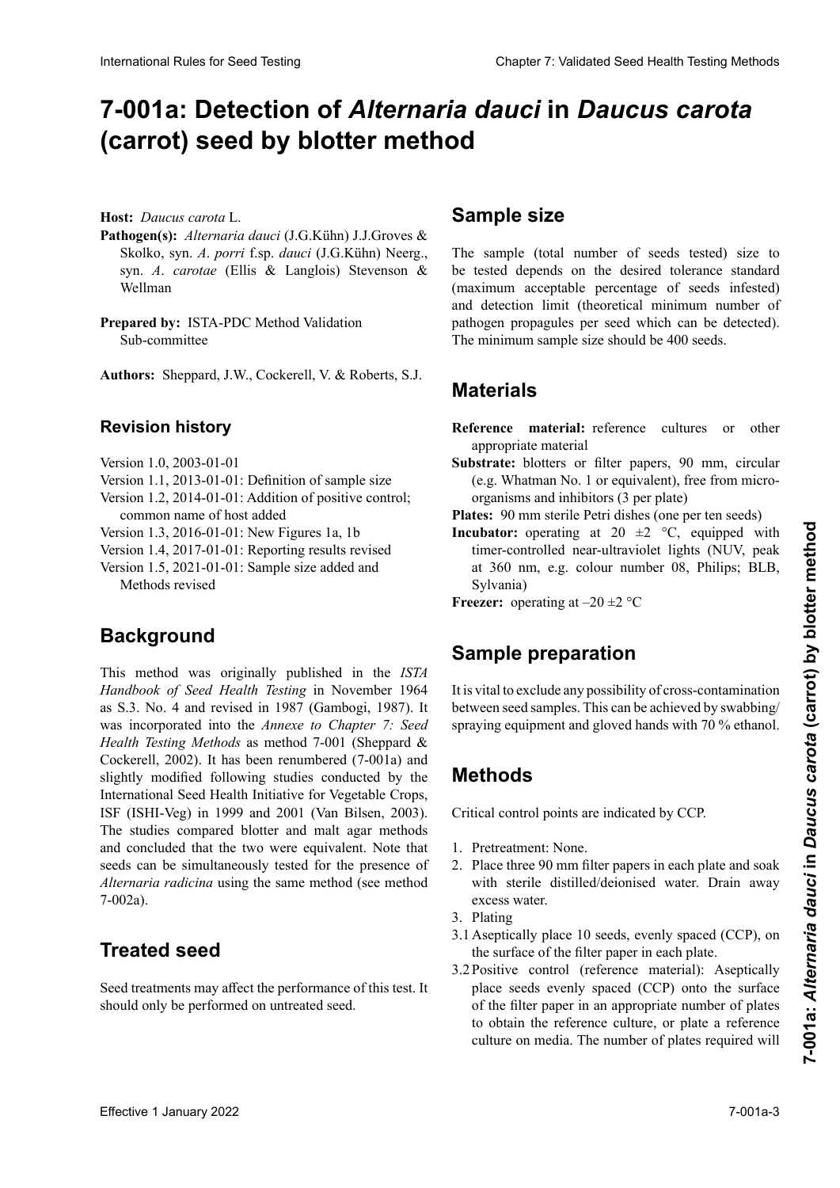# 7-001a: Detection of *Alternaria dauci* in *Daucus carota* (carrot) seed by blotter method

**Host:** *Daucus carota* L.

**Pathogen(s):** *Alternaria dauci* (J.G.Kühn) J.J.Groves & Skolko, syn. *A. porri* f.sp. *dauci* (J.G.Kühn) Neerg., syn. *A. carotae* (Ellis & Langlois) Stevenson & Wellman

**Prepared by:** ISTA-PDC Method Validation Sub-committee

**Authors:** Sheppard, J.W., Cockerell, V. & Roberts, S.J.

## Revision history

Version 1.0, 2003-01-01
Version 1.1, 2013-01-01: Definition of sample size
Version 1.2, 2014-01-01: Addition of positive control; common name of host added
Version 1.3, 2016-01-01: New Figures 1a, 1b
Version 1.4, 2017-01-01: Reporting results revised
Version 1.5, 2021-01-01: Sample size added and Methods revised

## Background

This method was originally published in the *ISTA Handbook of Seed Health Testing* in November 1964 as S.3. No. 4 and revised in 1987 (Gambogi, 1987). It was incorporated into the *Annexe to Chapter 7: Seed Health Testing Methods* as method 7-001 (Sheppard & Cockerell, 2002). It has been renumbered (7-001a) and slightly modified following studies conducted by the International Seed Health Initiative for Vegetable Crops, ISF (ISHI-Veg) in 1999 and 2001 (Van Bilsen, 2003). The studies compared blotter and malt agar methods and concluded that the two were equivalent. Note that seeds can be simultaneously tested for the presence of *Alternaria radicina* using the same method (see method 7-002a).

## Treated seed

Seed treatments may affect the performance of this test. It should only be performed on untreated seed.

## Sample size

The sample (total number of seeds tested) size to be tested depends on the desired tolerance standard (maximum acceptable percentage of seeds infested) and detection limit (theoretical minimum number of pathogen propagules per seed which can be detected). The minimum sample size should be 400 seeds.

## Materials

**Reference material:** reference cultures or other appropriate material

**Substrate:** blotters or filter papers, 90 mm, circular (e.g. Whatman No. 1 or equivalent), free from micro-organisms and inhibitors (3 per plate)

**Plates:** 90 mm sterile Petri dishes (one per ten seeds)

**Incubator:** operating at 20 ±2 °C, equipped with timer-controlled near-ultraviolet lights (NUV, peak at 360 nm, e.g. colour number 08, Philips; BLB, Sylvania)

**Freezer:** operating at –20 ±2 °C

## Sample preparation

It is vital to exclude any possibility of cross-contamination between seed samples. This can be achieved by swabbing/spraying equipment and gloved hands with 70 % ethanol.

## Methods

Critical control points are indicated by CCP.

1. Pretreatment: None.
2. Place three 90 mm filter papers in each plate and soak with sterile distilled/deionised water. Drain away excess water.
3. Plating

3.1 Aseptically place 10 seeds, evenly spaced (CCP), on the surface of the filter paper in each plate.

3.2 Positive control (reference material): Aseptically place seeds evenly spaced (CCP) onto the surface of the filter paper in an appropriate number of plates to obtain the reference culture, or plate a reference culture on media. The number of plates required will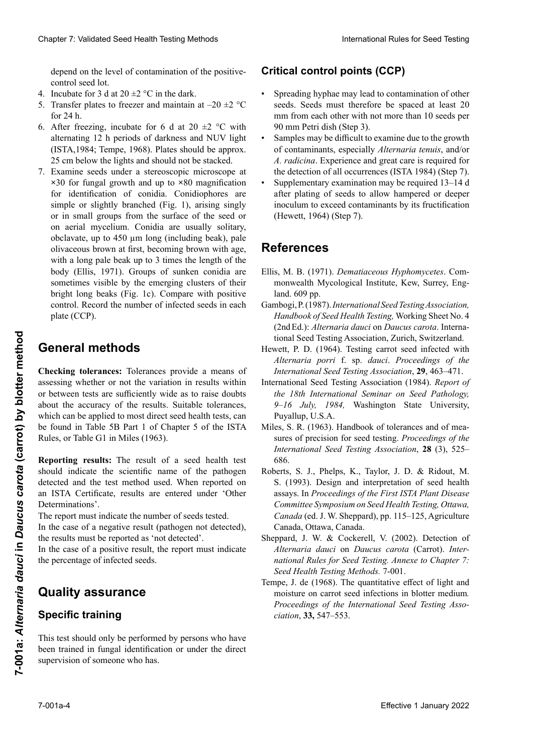depend on the level of contamination of the positive-control seed lot.

4. Incubate for 3 d at 20 ±2 °C in the dark.
5. Transfer plates to freezer and maintain at –20 ±2 °C for 24 h.
6. After freezing, incubate for 6 d at 20 ±2 °C with alternating 12 h periods of darkness and NUV light (ISTA,1984; Tempe, 1968). Plates should be approx. 25 cm below the lights and should not be stacked.
7. Examine seeds under a stereoscopic microscope at ×30 for fungal growth and up to ×80 magnification for identification of conidia. Conidiophores are simple or slightly branched (Fig. 1), arising singly or in small groups from the surface of the seed or on aerial mycelium. Conidia are usually solitary, obclavate, up to 450 µm long (including beak), pale olivaceous brown at first, becoming brown with age, with a long pale beak up to 3 times the length of the body (Ellis, 1971). Groups of sunken conidia are sometimes visible by the emerging clusters of their bright long beaks (Fig. 1c). Compare with positive control. Record the number of infected seeds in each plate (CCP).

## General methods

**Checking tolerances:** Tolerances provide a means of assessing whether or not the variation in results within or between tests are sufficiently wide as to raise doubts about the accuracy of the results. Suitable tolerances, which can be applied to most direct seed health tests, can be found in Table 5B Part 1 of Chapter 5 of the ISTA Rules, or Table G1 in Miles (1963).

**Reporting results:** The result of a seed health test should indicate the scientific name of the pathogen detected and the test method used. When reported on an ISTA Certificate, results are entered under 'Other Determinations'.

The report must indicate the number of seeds tested.

In the case of a negative result (pathogen not detected), the results must be reported as 'not detected'.

In the case of a positive result, the report must indicate the percentage of infected seeds.

## Quality assurance

### Specific training

This test should only be performed by persons who have been trained in fungal identification or under the direct supervision of someone who has.

## Critical control points (CCP)

- Spreading hyphae may lead to contamination of other seeds. Seeds must therefore be spaced at least 20 mm from each other with not more than 10 seeds per 90 mm Petri dish (Step 3).
- Samples may be difficult to examine due to the growth of contaminants, especially *Alternaria tenuis*, and/or *A. radicina*. Experience and great care is required for the detection of all occurrences (ISTA 1984) (Step 7).
- Supplementary examination may be required 13–14 d after plating of seeds to allow hampered or deeper inoculum to exceed contaminants by its fructification (Hewett, 1964) (Step 7).

## References

Ellis, M. B. (1971). *Dematiaceous Hyphomycetes*. Commonwealth Mycological Institute, Kew, Surrey, England. 609 pp.

Gambogi, P. (1987). *International Seed Testing Association, Handbook of Seed Health Testing,* Working Sheet No. 4 (2nd Ed.): *Alternaria dauci* on *Daucus carota*. International Seed Testing Association, Zurich, Switzerland.

Hewett, P. D. (1964). Testing carrot seed infected with *Alternaria porri* f. sp. *dauci*. *Proceedings of the International Seed Testing Association*, **29**, 463–471.

International Seed Testing Association (1984). *Report of the 18th International Seminar on Seed Pathology, 9–16 July, 1984,* Washington State University, Puyallup, U.S.A.

Miles, S. R. (1963). Handbook of tolerances and of measures of precision for seed testing. *Proceedings of the International Seed Testing Association*, **28** (3), 525–686.

Roberts, S. J., Phelps, K., Taylor, J. D. & Ridout, M. S. (1993). Design and interpretation of seed health assays. In *Proceedings of the First ISTA Plant Disease Committee Symposium on Seed Health Testing, Ottawa, Canada* (ed. J. W. Sheppard), pp. 115–125, Agriculture Canada, Ottawa, Canada.

Sheppard, J. W. & Cockerell, V. (2002). Detection of *Alternaria dauci* on *Daucus carota* (Carrot). *International Rules for Seed Testing. Annexe to Chapter 7: Seed Health Testing Methods.* 7-001.

Tempe, J. de (1968). The quantitative effect of light and moisture on carrot seed infections in blotter medium*. Proceedings of the International Seed Testing Association*, **33,** 547–553.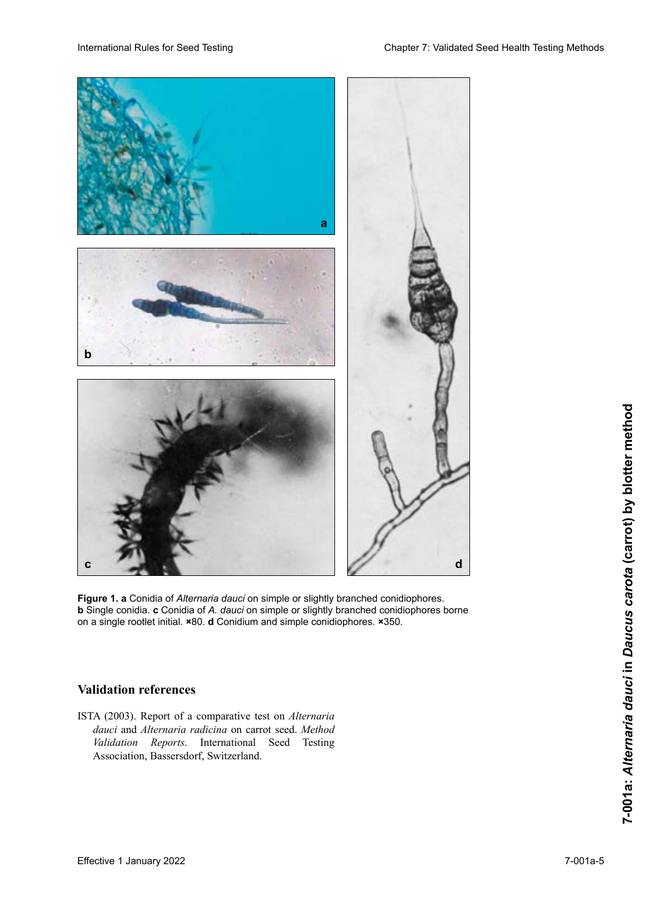**Figure 1. a** Conidia of *Alternaria dauci* on simple or slightly branched conidiophores. **b** Single conidia. **c** Conidia of *A. dauci* on simple or slightly branched conidiophores borne on a single rootlet initial. ×80. **d** Conidium and simple conidiophores. ×350.

## Validation references

ISTA (2003). Report of a comparative test on *Alternaria dauci* and *Alternaria radicina* on carrot seed. *Method Validation Reports*. International Seed Testing Association, Bassersdorf, Switzerland.